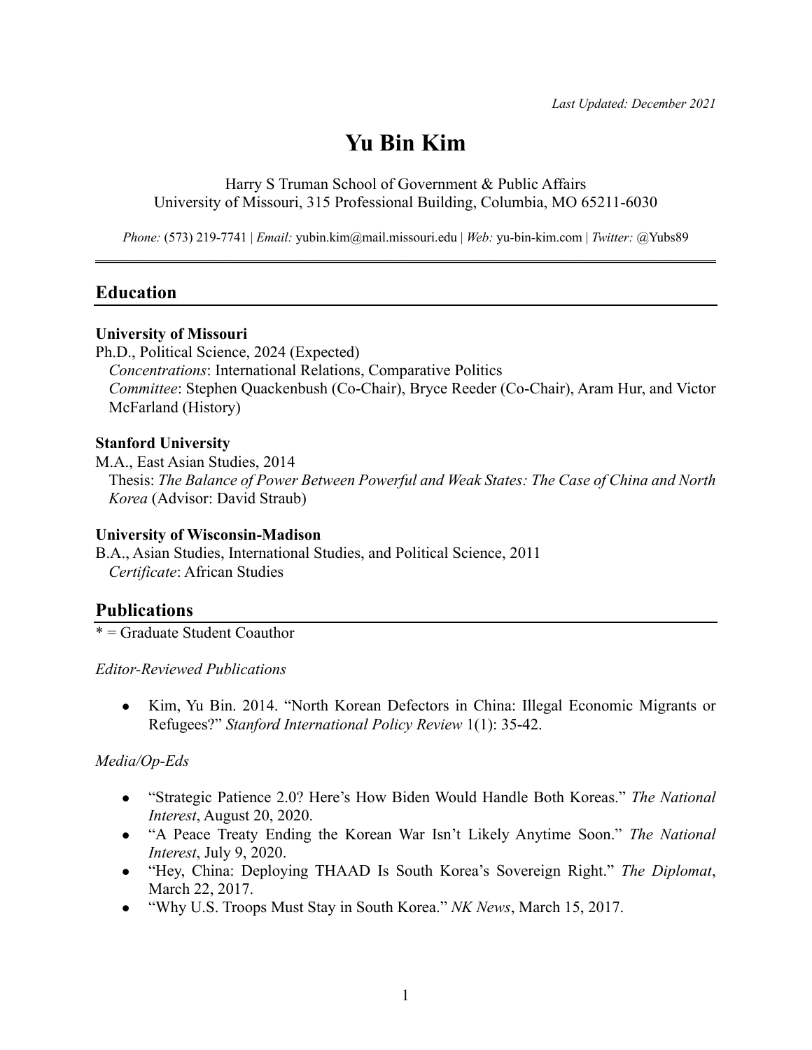*Last Updated: December 2021*

# Yu Bin Kim

Harry S Truman School of Government & Public Affairs
University of Missouri, 315 Professional Building, Columbia, MO 65211-6030

*Phone:* (573) 219-7741 | *Email:* yubin.kim@mail.missouri.edu | *Web:* yu-bin-kim.com | *Twitter:* @Yubs89

## Education

**University of Missouri**
Ph.D., Political Science, 2024 (Expected)
*Concentrations*: International Relations, Comparative Politics
*Committee*: Stephen Quackenbush (Co-Chair), Bryce Reeder (Co-Chair), Aram Hur, and Victor McFarland (History)

**Stanford University**
M.A., East Asian Studies, 2014
Thesis: *The Balance of Power Between Powerful and Weak States: The Case of China and North Korea* (Advisor: David Straub)

**University of Wisconsin-Madison**
B.A., Asian Studies, International Studies, and Political Science, 2011
*Certificate*: African Studies

## Publications

* = Graduate Student Coauthor

*Editor-Reviewed Publications*

- Kim, Yu Bin. 2014. "North Korean Defectors in China: Illegal Economic Migrants or Refugees?" *Stanford International Policy Review* 1(1): 35-42.

*Media/Op-Eds*

- "Strategic Patience 2.0? Here's How Biden Would Handle Both Koreas." *The National Interest*, August 20, 2020.
- "A Peace Treaty Ending the Korean War Isn't Likely Anytime Soon." *The National Interest*, July 9, 2020.
- "Hey, China: Deploying THAAD Is South Korea's Sovereign Right." *The Diplomat*, March 22, 2017.
- "Why U.S. Troops Must Stay in South Korea." *NK News*, March 15, 2017.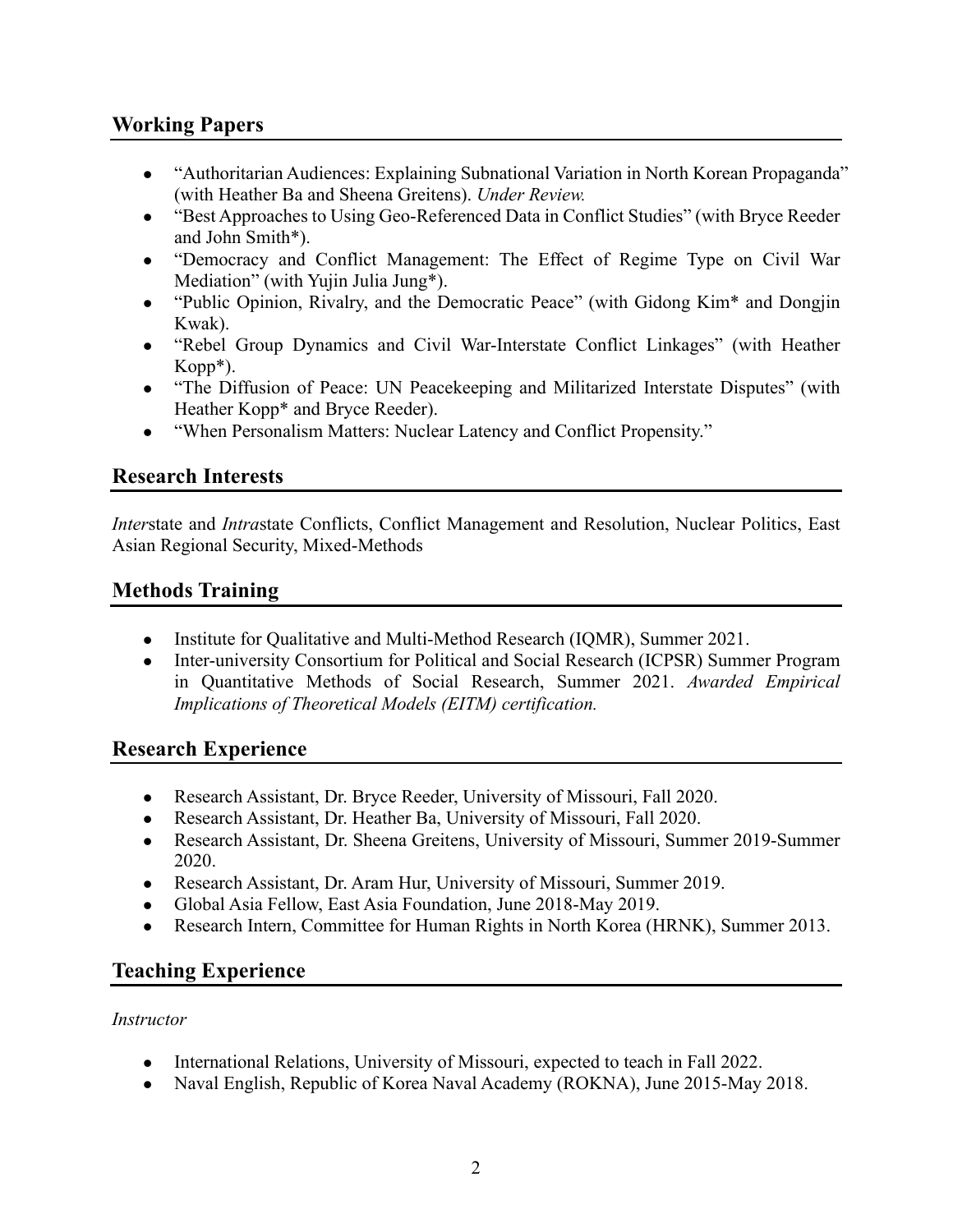## Working Papers

- "Authoritarian Audiences: Explaining Subnational Variation in North Korean Propaganda" (with Heather Ba and Sheena Greitens). *Under Review.*
- "Best Approaches to Using Geo-Referenced Data in Conflict Studies" (with Bryce Reeder and John Smith*).
- "Democracy and Conflict Management: The Effect of Regime Type on Civil War Mediation" (with Yujin Julia Jung*).
- "Public Opinion, Rivalry, and the Democratic Peace" (with Gidong Kim* and Dongjin Kwak).
- "Rebel Group Dynamics and Civil War-Interstate Conflict Linkages" (with Heather Kopp*).
- "The Diffusion of Peace: UN Peacekeeping and Militarized Interstate Disputes" (with Heather Kopp* and Bryce Reeder).
- "When Personalism Matters: Nuclear Latency and Conflict Propensity."

## Research Interests

*Inter*state and *Intra*state Conflicts, Conflict Management and Resolution, Nuclear Politics, East Asian Regional Security, Mixed-Methods

## Methods Training

- Institute for Qualitative and Multi-Method Research (IQMR), Summer 2021.
- Inter-university Consortium for Political and Social Research (ICPSR) Summer Program in Quantitative Methods of Social Research, Summer 2021. *Awarded Empirical Implications of Theoretical Models (EITM) certification.*

## Research Experience

- Research Assistant, Dr. Bryce Reeder, University of Missouri, Fall 2020.
- Research Assistant, Dr. Heather Ba, University of Missouri, Fall 2020.
- Research Assistant, Dr. Sheena Greitens, University of Missouri, Summer 2019-Summer 2020.
- Research Assistant, Dr. Aram Hur, University of Missouri, Summer 2019.
- Global Asia Fellow, East Asia Foundation, June 2018-May 2019.
- Research Intern, Committee for Human Rights in North Korea (HRNK), Summer 2013.

## Teaching Experience

*Instructor*

- International Relations, University of Missouri, expected to teach in Fall 2022.
- Naval English, Republic of Korea Naval Academy (ROKNA), June 2015-May 2018.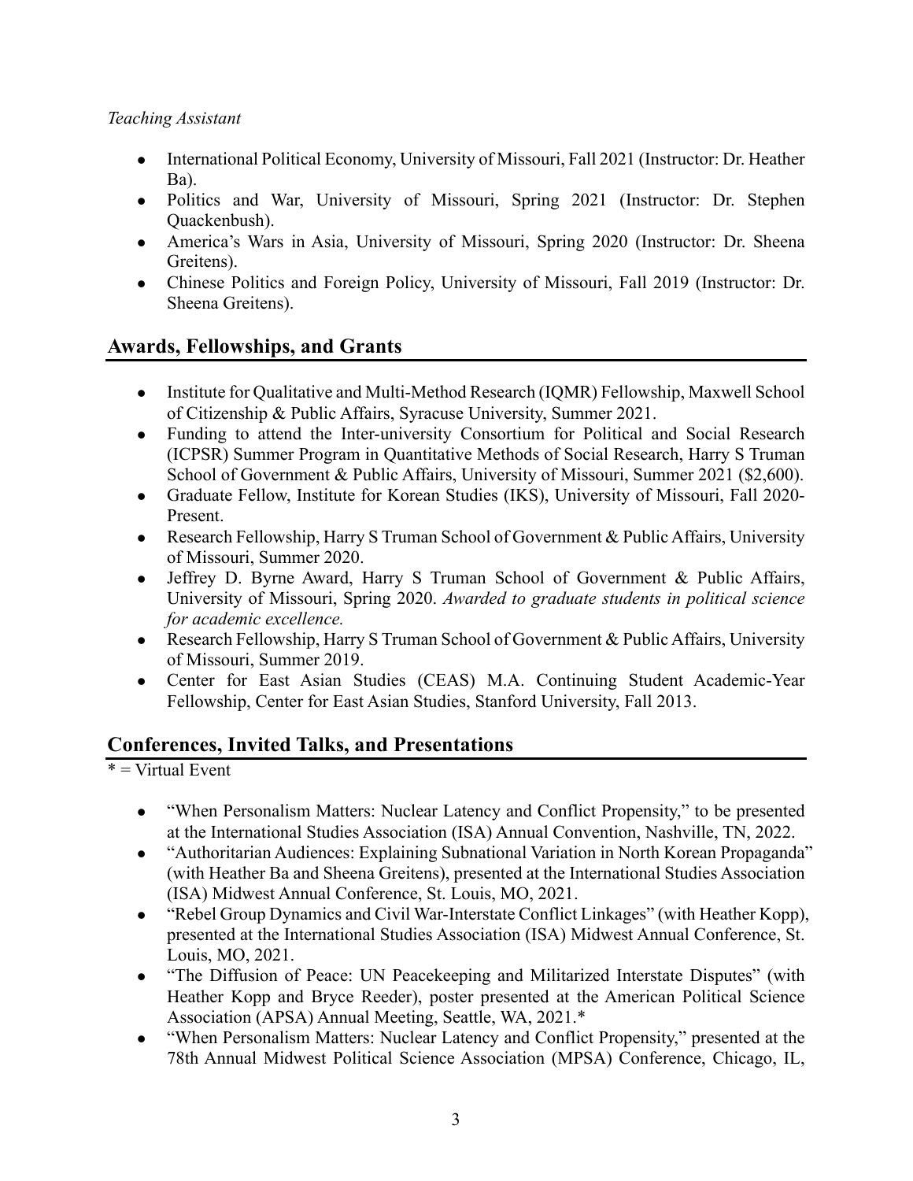*Teaching Assistant*

- International Political Economy, University of Missouri, Fall 2021 (Instructor: Dr. Heather Ba).
- Politics and War, University of Missouri, Spring 2021 (Instructor: Dr. Stephen Quackenbush).
- America's Wars in Asia, University of Missouri, Spring 2020 (Instructor: Dr. Sheena Greitens).
- Chinese Politics and Foreign Policy, University of Missouri, Fall 2019 (Instructor: Dr. Sheena Greitens).

## Awards, Fellowships, and Grants

- Institute for Qualitative and Multi-Method Research (IQMR) Fellowship, Maxwell School of Citizenship & Public Affairs, Syracuse University, Summer 2021.
- Funding to attend the Inter-university Consortium for Political and Social Research (ICPSR) Summer Program in Quantitative Methods of Social Research, Harry S Truman School of Government & Public Affairs, University of Missouri, Summer 2021 ($2,600).
- Graduate Fellow, Institute for Korean Studies (IKS), University of Missouri, Fall 2020-Present.
- Research Fellowship, Harry S Truman School of Government & Public Affairs, University of Missouri, Summer 2020.
- Jeffrey D. Byrne Award, Harry S Truman School of Government & Public Affairs, University of Missouri, Spring 2020. *Awarded to graduate students in political science for academic excellence.*
- Research Fellowship, Harry S Truman School of Government & Public Affairs, University of Missouri, Summer 2019.
- Center for East Asian Studies (CEAS) M.A. Continuing Student Academic-Year Fellowship, Center for East Asian Studies, Stanford University, Fall 2013.

## Conferences, Invited Talks, and Presentations

* = Virtual Event

- "When Personalism Matters: Nuclear Latency and Conflict Propensity," to be presented at the International Studies Association (ISA) Annual Convention, Nashville, TN, 2022.
- "Authoritarian Audiences: Explaining Subnational Variation in North Korean Propaganda" (with Heather Ba and Sheena Greitens), presented at the International Studies Association (ISA) Midwest Annual Conference, St. Louis, MO, 2021.
- "Rebel Group Dynamics and Civil War-Interstate Conflict Linkages" (with Heather Kopp), presented at the International Studies Association (ISA) Midwest Annual Conference, St. Louis, MO, 2021.
- "The Diffusion of Peace: UN Peacekeeping and Militarized Interstate Disputes" (with Heather Kopp and Bryce Reeder), poster presented at the American Political Science Association (APSA) Annual Meeting, Seattle, WA, 2021.*
- "When Personalism Matters: Nuclear Latency and Conflict Propensity," presented at the 78th Annual Midwest Political Science Association (MPSA) Conference, Chicago, IL,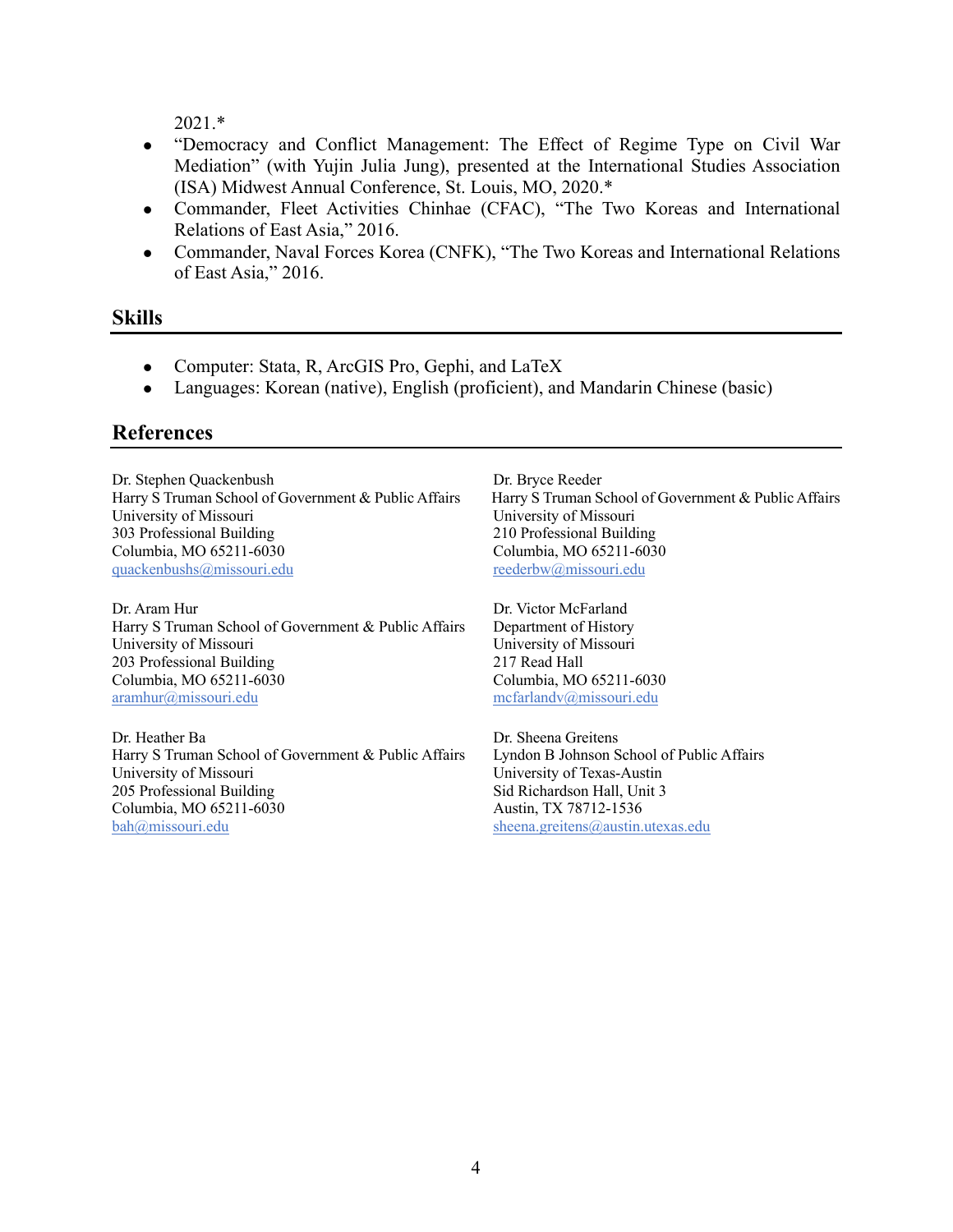2021.*

- "Democracy and Conflict Management: The Effect of Regime Type on Civil War Mediation" (with Yujin Julia Jung), presented at the International Studies Association (ISA) Midwest Annual Conference, St. Louis, MO, 2020.*
- Commander, Fleet Activities Chinhae (CFAC), "The Two Koreas and International Relations of East Asia," 2016.
- Commander, Naval Forces Korea (CNFK), "The Two Koreas and International Relations of East Asia," 2016.

## Skills

- Computer: Stata, R, ArcGIS Pro, Gephi, and LaTeX
- Languages: Korean (native), English (proficient), and Mandarin Chinese (basic)

## References

Dr. Stephen Quackenbush
Harry S Truman School of Government & Public Affairs
University of Missouri
303 Professional Building
Columbia, MO 65211-6030
quackenbushs@missouri.edu

Dr. Bryce Reeder
Harry S Truman School of Government & Public Affairs
University of Missouri
210 Professional Building
Columbia, MO 65211-6030
reederbw@missouri.edu

Dr. Aram Hur
Harry S Truman School of Government & Public Affairs
University of Missouri
203 Professional Building
Columbia, MO 65211-6030
aramhur@missouri.edu

Dr. Victor McFarland
Department of History
University of Missouri
217 Read Hall
Columbia, MO 65211-6030
mcfarlandv@missouri.edu

Dr. Heather Ba
Harry S Truman School of Government & Public Affairs
University of Missouri
205 Professional Building
Columbia, MO 65211-6030
bah@missouri.edu

Dr. Sheena Greitens
Lyndon B Johnson School of Public Affairs
University of Texas-Austin
Sid Richardson Hall, Unit 3
Austin, TX 78712-1536
sheena.greitens@austin.utexas.edu